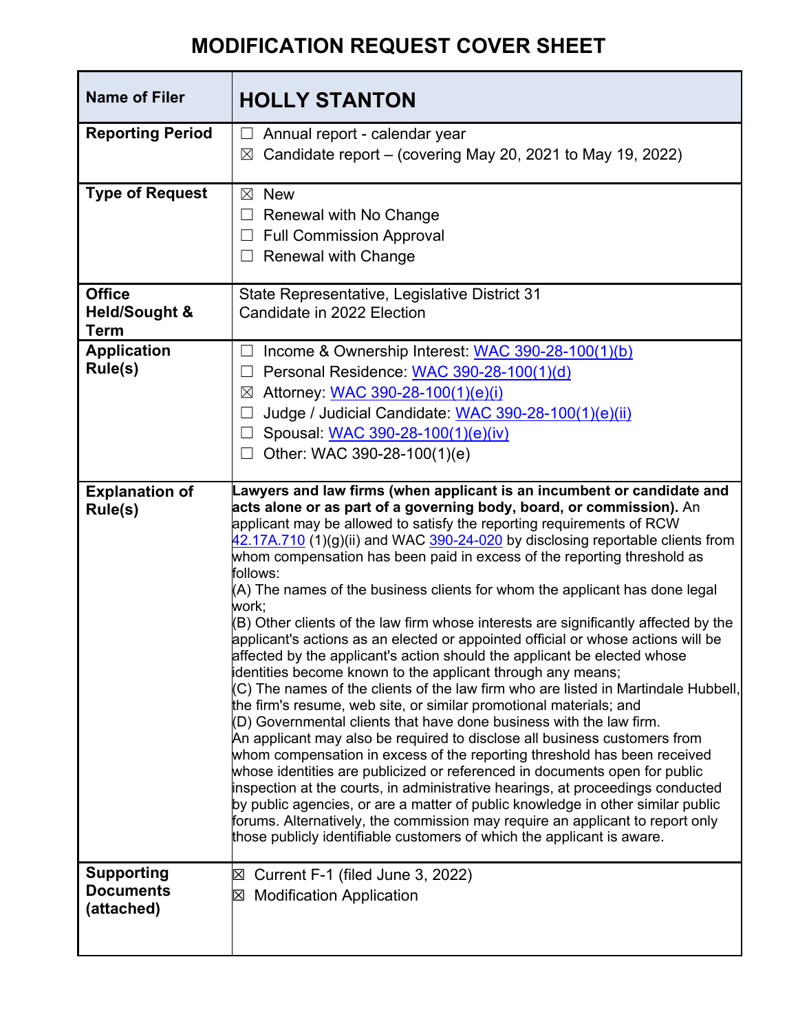# MODIFICATION REQUEST COVER SHEET

| | |
|---|---|
| **Name of Filer** | **HOLLY STANTON** |
| **Reporting Period** | ☐ Annual report - calendar year<br>☒ Candidate report – (covering May 20, 2021 to May 19, 2022) |
| **Type of Request** | ☒ New<br>☐ Renewal with No Change<br>☐ Full Commission Approval<br>☐ Renewal with Change |
| **Office Held/Sought & Term** | State Representative, Legislative District 31<br>Candidate in 2022 Election |
| **Application Rule(s)** | ☐ Income & Ownership Interest: WAC 390-28-100(1)(b)<br>☐ Personal Residence: WAC 390-28-100(1)(d)<br>☒ Attorney: WAC 390-28-100(1)(e)(i)<br>☐ Judge / Judicial Candidate: WAC 390-28-100(1)(e)(ii)<br>☐ Spousal: WAC 390-28-100(1)(e)(iv)<br>☐ Other: WAC 390-28-100(1)(e) |
| **Explanation of Rule(s)** | **Lawyers and law firms (when applicant is an incumbent or candidate and acts alone or as part of a governing body, board, or commission).** An applicant may be allowed to satisfy the reporting requirements of RCW 42.17A.710 (1)(g)(ii) and WAC 390-24-020 by disclosing reportable clients from whom compensation has been paid in excess of the reporting threshold as follows:<br>(A) The names of the business clients for whom the applicant has done legal work;<br>(B) Other clients of the law firm whose interests are significantly affected by the applicant's actions as an elected or appointed official or whose actions will be affected by the applicant's action should the applicant be elected whose identities become known to the applicant through any means;<br>(C) The names of the clients of the law firm who are listed in Martindale Hubbell, the firm's resume, web site, or similar promotional materials; and<br>(D) Governmental clients that have done business with the law firm.<br>An applicant may also be required to disclose all business customers from whom compensation in excess of the reporting threshold has been received whose identities are publicized or referenced in documents open for public inspection at the courts, in administrative hearings, at proceedings conducted by public agencies, or are a matter of public knowledge in other similar public forums. Alternatively, the commission may require an applicant to report only those publicly identifiable customers of which the applicant is aware. |
| **Supporting Documents (attached)** | ☒ Current F-1 (filed June 3, 2022)<br>☒ Modification Application |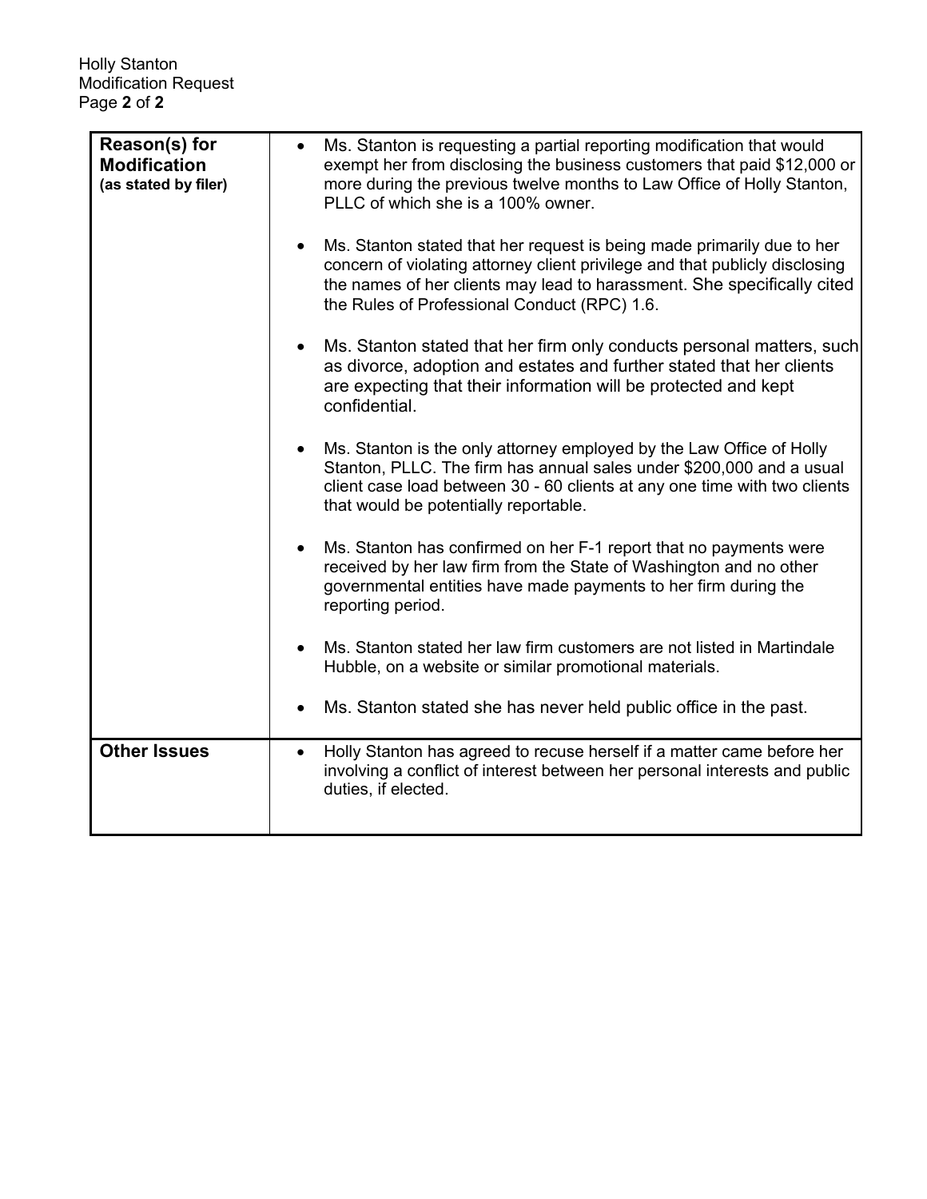| | |
|---|---|
| **Reason(s) for Modification** **(as stated by filer)** | • Ms. Stanton is requesting a partial reporting modification that would exempt her from disclosing the business customers that paid $12,000 or more during the previous twelve months to Law Office of Holly Stanton, PLLC of which she is a 100% owner.<br><br>• Ms. Stanton stated that her request is being made primarily due to her concern of violating attorney client privilege and that publicly disclosing the names of her clients may lead to harassment. She specifically cited the Rules of Professional Conduct (RPC) 1.6.<br><br>• Ms. Stanton stated that her firm only conducts personal matters, such as divorce, adoption and estates and further stated that her clients are expecting that their information will be protected and kept confidential.<br><br>• Ms. Stanton is the only attorney employed by the Law Office of Holly Stanton, PLLC. The firm has annual sales under $200,000 and a usual client case load between 30 - 60 clients at any one time with two clients that would be potentially reportable.<br><br>• Ms. Stanton has confirmed on her F-1 report that no payments were received by her law firm from the State of Washington and no other governmental entities have made payments to her firm during the reporting period.<br><br>• Ms. Stanton stated her law firm customers are not listed in Martindale Hubble, on a website or similar promotional materials.<br><br>• Ms. Stanton stated she has never held public office in the past. |
| **Other Issues** | • Holly Stanton has agreed to recuse herself if a matter came before her involving a conflict of interest between her personal interests and public duties, if elected. |